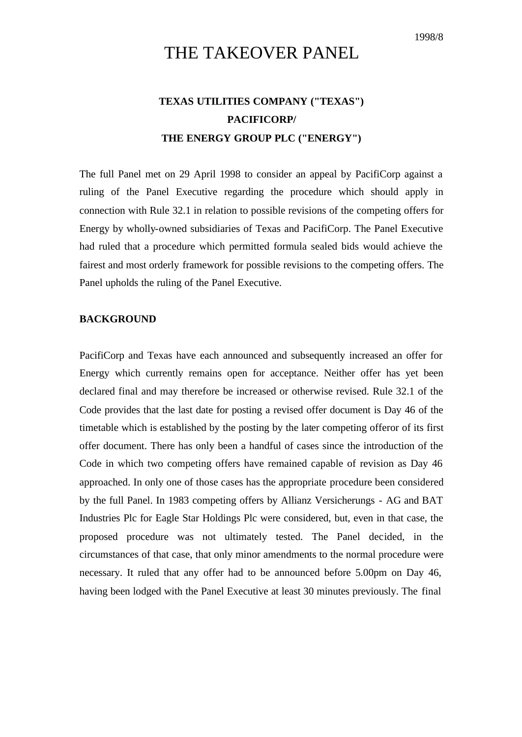1998/8

# THE TAKEOVER PANEL

## TEXAS UTILITIES COMPANY ("TEXAS")
## PACIFICORP/
## THE ENERGY GROUP PLC ("ENERGY")

The full Panel met on 29 April 1998 to consider an appeal by PacifiCorp against a ruling of the Panel Executive regarding the procedure which should apply in connection with Rule 32.1 in relation to possible revisions of the competing offers for Energy by wholly-owned subsidiaries of Texas and PacifiCorp. The Panel Executive had ruled that a procedure which permitted formula sealed bids would achieve the fairest and most orderly framework for possible revisions to the competing offers. The Panel upholds the ruling of the Panel Executive.

**BACKGROUND**

PacifiCorp and Texas have each announced and subsequently increased an offer for Energy which currently remains open for acceptance. Neither offer has yet been declared final and may therefore be increased or otherwise revised. Rule 32.1 of the Code provides that the last date for posting a revised offer document is Day 46 of the timetable which is established by the posting by the later competing offeror of its first offer document. There has only been a handful of cases since the introduction of the Code in which two competing offers have remained capable of revision as Day 46 approached. In only one of those cases has the appropriate procedure been considered by the full Panel. In 1983 competing offers by Allianz Versicherungs - AG and BAT Industries Plc for Eagle Star Holdings Plc were considered, but, even in that case, the proposed procedure was not ultimately tested. The Panel decided, in the circumstances of that case, that only minor amendments to the normal procedure were necessary. It ruled that any offer had to be announced before 5.00pm on Day 46, having been lodged with the Panel Executive at least 30 minutes previously. The final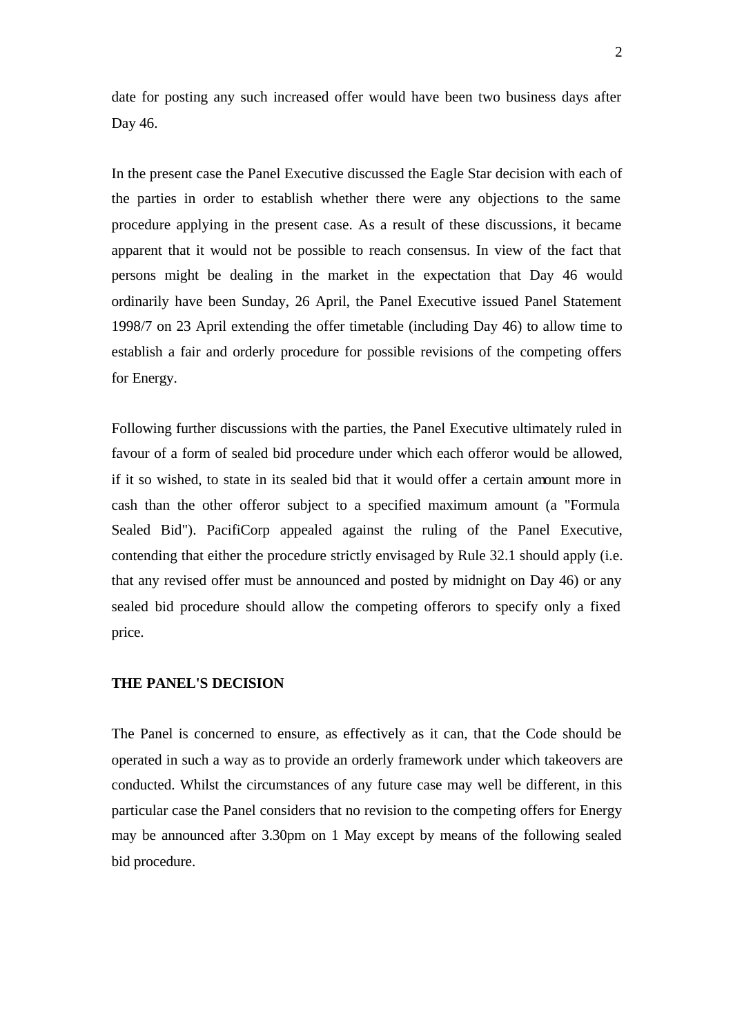date for posting any such increased offer would have been two business days after Day 46.

In the present case the Panel Executive discussed the Eagle Star decision with each of the parties in order to establish whether there were any objections to the same procedure applying in the present case. As a result of these discussions, it became apparent that it would not be possible to reach consensus. In view of the fact that persons might be dealing in the market in the expectation that Day 46 would ordinarily have been Sunday, 26 April, the Panel Executive issued Panel Statement 1998/7 on 23 April extending the offer timetable (including Day 46) to allow time to establish a fair and orderly procedure for possible revisions of the competing offers for Energy.

Following further discussions with the parties, the Panel Executive ultimately ruled in favour of a form of sealed bid procedure under which each offeror would be allowed, if it so wished, to state in its sealed bid that it would offer a certain amount more in cash than the other offeror subject to a specified maximum amount (a "Formula Sealed Bid"). PacifiCorp appealed against the ruling of the Panel Executive, contending that either the procedure strictly envisaged by Rule 32.1 should apply (i.e. that any revised offer must be announced and posted by midnight on Day 46) or any sealed bid procedure should allow the competing offerors to specify only a fixed price.

**THE PANEL'S DECISION**

The Panel is concerned to ensure, as effectively as it can, that the Code should be operated in such a way as to provide an orderly framework under which takeovers are conducted. Whilst the circumstances of any future case may well be different, in this particular case the Panel considers that no revision to the competing offers for Energy may be announced after 3.30pm on 1 May except by means of the following sealed bid procedure.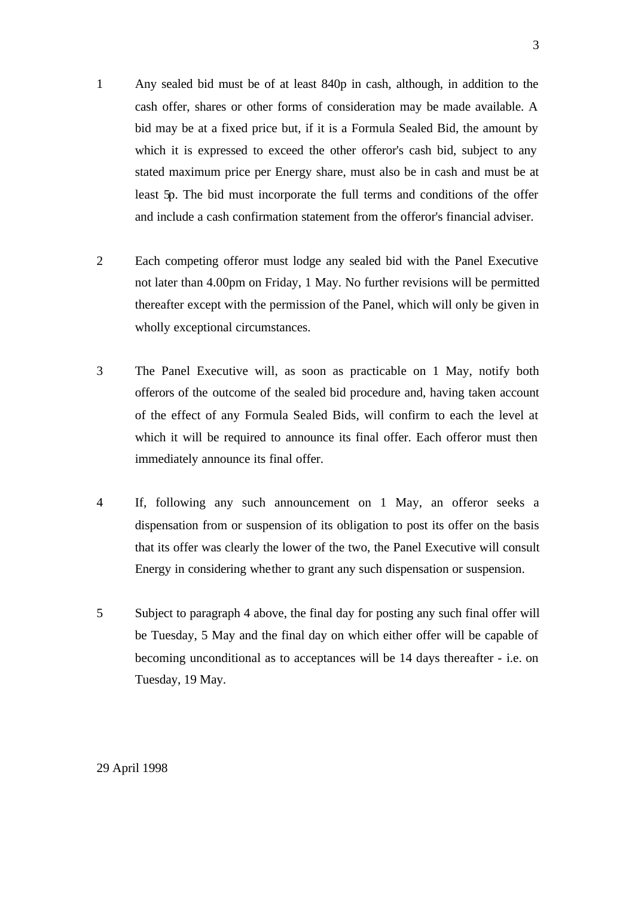1 Any sealed bid must be of at least 840p in cash, although, in addition to the cash offer, shares or other forms of consideration may be made available. A bid may be at a fixed price but, if it is a Formula Sealed Bid, the amount by which it is expressed to exceed the other offeror's cash bid, subject to any stated maximum price per Energy share, must also be in cash and must be at least 5p. The bid must incorporate the full terms and conditions of the offer and include a cash confirmation statement from the offeror's financial adviser.

2 Each competing offeror must lodge any sealed bid with the Panel Executive not later than 4.00pm on Friday, 1 May. No further revisions will be permitted thereafter except with the permission of the Panel, which will only be given in wholly exceptional circumstances.

3 The Panel Executive will, as soon as practicable on 1 May, notify both offerors of the outcome of the sealed bid procedure and, having taken account of the effect of any Formula Sealed Bids, will confirm to each the level at which it will be required to announce its final offer. Each offeror must then immediately announce its final offer.

4 If, following any such announcement on 1 May, an offeror seeks a dispensation from or suspension of its obligation to post its offer on the basis that its offer was clearly the lower of the two, the Panel Executive will consult Energy in considering whether to grant any such dispensation or suspension.

5 Subject to paragraph 4 above, the final day for posting any such final offer will be Tuesday, 5 May and the final day on which either offer will be capable of becoming unconditional as to acceptances will be 14 days thereafter - i.e. on Tuesday, 19 May.

29 April 1998